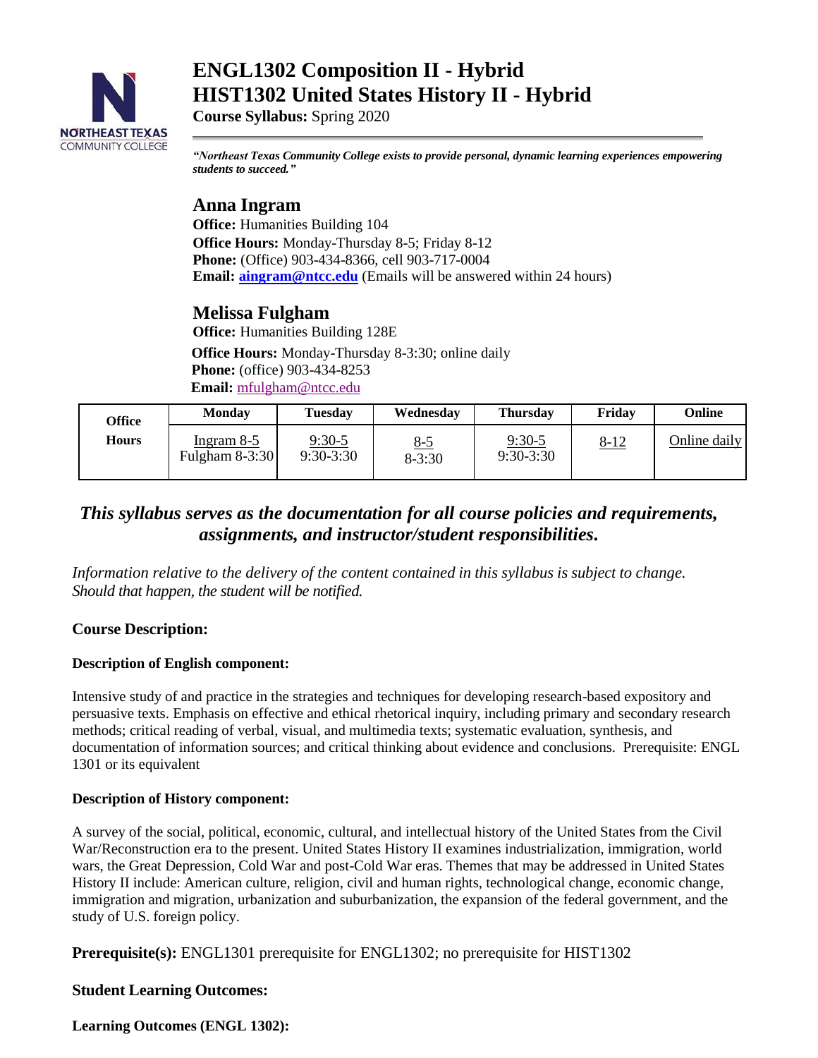# ENGL1302 Composition II - Hybrid
# HIST1302 United States History II - Hybrid

**Course Syllabus:** Spring 2020

***"Northeast Texas Community College exists to provide personal, dynamic learning experiences empowering students to succeed."***

## Anna Ingram

**Office:** Humanities Building 104
**Office Hours:** Monday-Thursday 8-5; Friday 8-12
**Phone:** (Office) 903-434-8366, cell 903-717-0004
**Email: aingram@ntcc.edu** (Emails will be answered within 24 hours)

## Melissa Fulgham

**Office:** Humanities Building 128E
**Office Hours:** Monday-Thursday 8-3:30; online daily
**Phone:** (office) 903-434-8253
**Email:** mfulgham@ntcc.edu

| Office Hours | Monday | Tuesday | Wednesday | Thursday | Friday | Online |
|---|---|---|---|---|---|---|
| | Ingram 8-5<br>Fulgham 8-3:30 | 9:30-5<br>9:30-3:30 | 8-5<br>8-3:30 | 9:30-5<br>9:30-3:30 | 8-12 | Online daily |

***This syllabus serves as the documentation for all course policies and requirements, assignments, and instructor/student responsibilities.***

*Information relative to the delivery of the content contained in this syllabus is subject to change. Should that happen, the student will be notified.*

### Course Description:

**Description of English component:**

Intensive study of and practice in the strategies and techniques for developing research-based expository and persuasive texts. Emphasis on effective and ethical rhetorical inquiry, including primary and secondary research methods; critical reading of verbal, visual, and multimedia texts; systematic evaluation, synthesis, and documentation of information sources; and critical thinking about evidence and conclusions. Prerequisite: ENGL 1301 or its equivalent

**Description of History component:**

A survey of the social, political, economic, cultural, and intellectual history of the United States from the Civil War/Reconstruction era to the present. United States History II examines industrialization, immigration, world wars, the Great Depression, Cold War and post-Cold War eras. Themes that may be addressed in United States History II include: American culture, religion, civil and human rights, technological change, economic change, immigration and migration, urbanization and suburbanization, the expansion of the federal government, and the study of U.S. foreign policy.

**Prerequisite(s):** ENGL1301 prerequisite for ENGL1302; no prerequisite for HIST1302

### Student Learning Outcomes:

**Learning Outcomes (ENGL 1302):**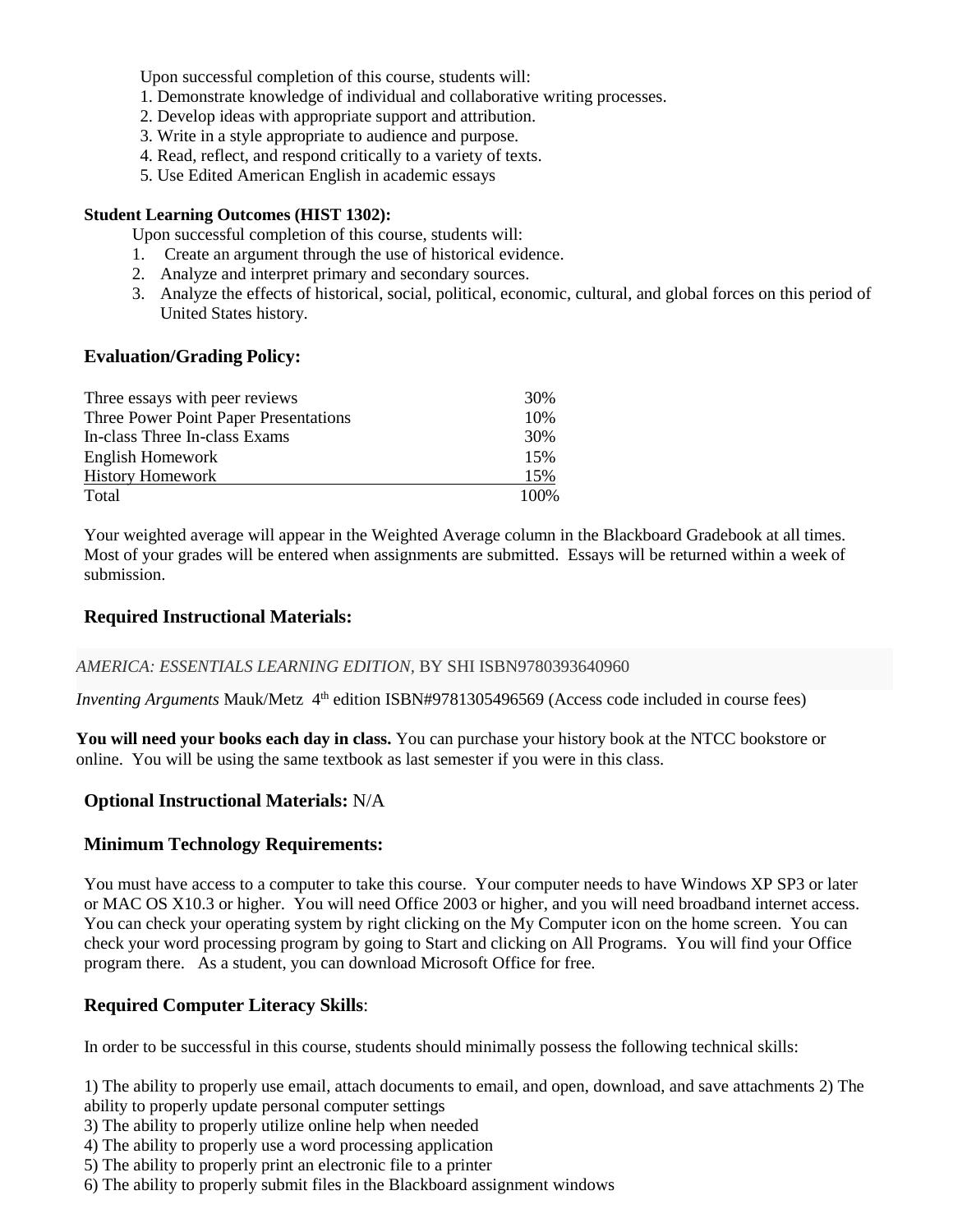Upon successful completion of this course, students will:

1. Demonstrate knowledge of individual and collaborative writing processes.
2. Develop ideas with appropriate support and attribution.
3. Write in a style appropriate to audience and purpose.
4. Read, reflect, and respond critically to a variety of texts.
5. Use Edited American English in academic essays

**Student Learning Outcomes (HIST 1302):**

Upon successful completion of this course, students will:

1. Create an argument through the use of historical evidence.
2. Analyze and interpret primary and secondary sources.
3. Analyze the effects of historical, social, political, economic, cultural, and global forces on this period of United States history.

## Evaluation/Grading Policy:

| | |
|---|---|
| Three essays with peer reviews | 30% |
| Three Power Point Paper Presentations | 10% |
| In-class Three In-class Exams | 30% |
| English Homework | 15% |
| History Homework | 15% |
| Total | 100% |

Your weighted average will appear in the Weighted Average column in the Blackboard Gradebook at all times. Most of your grades will be entered when assignments are submitted. Essays will be returned within a week of submission.

## Required Instructional Materials:

*AMERICA: ESSENTIALS LEARNING EDITION*, BY SHI ISBN9780393640960

*Inventing Arguments* Mauk/Metz 4th edition ISBN#9781305496569 (Access code included in course fees)

**You will need your books each day in class.** You can purchase your history book at the NTCC bookstore or online. You will be using the same textbook as last semester if you were in this class.

**Optional Instructional Materials:** N/A

## Minimum Technology Requirements:

You must have access to a computer to take this course. Your computer needs to have Windows XP SP3 or later or MAC OS X10.3 or higher. You will need Office 2003 or higher, and you will need broadband internet access. You can check your operating system by right clicking on the My Computer icon on the home screen. You can check your word processing program by going to Start and clicking on All Programs. You will find your Office program there. As a student, you can download Microsoft Office for free.

## Required Computer Literacy Skills:

In order to be successful in this course, students should minimally possess the following technical skills:

1) The ability to properly use email, attach documents to email, and open, download, and save attachments
2) The ability to properly update personal computer settings
3) The ability to properly utilize online help when needed
4) The ability to properly use a word processing application
5) The ability to properly print an electronic file to a printer
6) The ability to properly submit files in the Blackboard assignment windows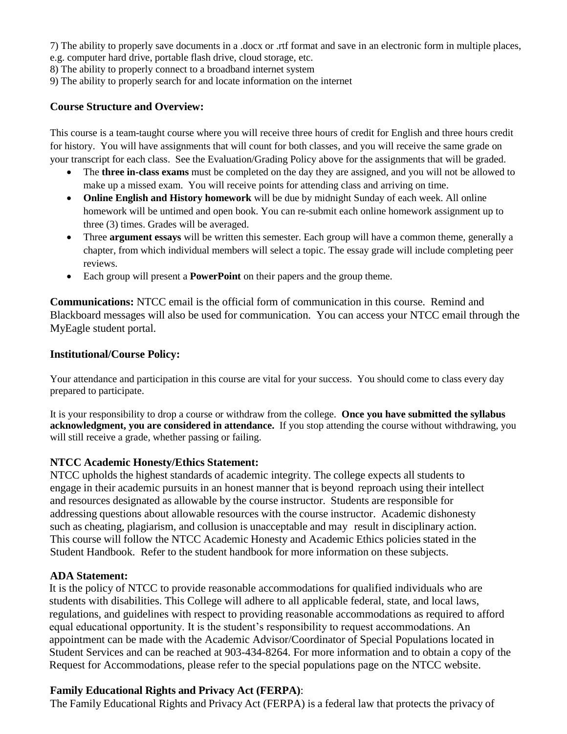7) The ability to properly save documents in a .docx or .rtf format and save in an electronic form in multiple places, e.g. computer hard drive, portable flash drive, cloud storage, etc.
8) The ability to properly connect to a broadband internet system
9) The ability to properly search for and locate information on the internet

### Course Structure and Overview:

This course is a team-taught course where you will receive three hours of credit for English and three hours credit for history. You will have assignments that will count for both classes, and you will receive the same grade on your transcript for each class. See the Evaluation/Grading Policy above for the assignments that will be graded.

- The **three in-class exams** must be completed on the day they are assigned, and you will not be allowed to make up a missed exam. You will receive points for attending class and arriving on time.
- **Online English and History homework** will be due by midnight Sunday of each week. All online homework will be untimed and open book. You can re-submit each online homework assignment up to three (3) times. Grades will be averaged.
- Three **argument essays** will be written this semester. Each group will have a common theme, generally a chapter, from which individual members will select a topic. The essay grade will include completing peer reviews.
- Each group will present a **PowerPoint** on their papers and the group theme.

**Communications:** NTCC email is the official form of communication in this course. Remind and Blackboard messages will also be used for communication. You can access your NTCC email through the MyEagle student portal.

### Institutional/Course Policy:

Your attendance and participation in this course are vital for your success. You should come to class every day prepared to participate.

It is your responsibility to drop a course or withdraw from the college. **Once you have submitted the syllabus acknowledgment, you are considered in attendance.** If you stop attending the course without withdrawing, you will still receive a grade, whether passing or failing.

### NTCC Academic Honesty/Ethics Statement:

NTCC upholds the highest standards of academic integrity. The college expects all students to engage in their academic pursuits in an honest manner that is beyond reproach using their intellect and resources designated as allowable by the course instructor. Students are responsible for addressing questions about allowable resources with the course instructor. Academic dishonesty such as cheating, plagiarism, and collusion is unacceptable and may result in disciplinary action. This course will follow the NTCC Academic Honesty and Academic Ethics policies stated in the Student Handbook. Refer to the student handbook for more information on these subjects.

### ADA Statement:

It is the policy of NTCC to provide reasonable accommodations for qualified individuals who are students with disabilities. This College will adhere to all applicable federal, state, and local laws, regulations, and guidelines with respect to providing reasonable accommodations as required to afford equal educational opportunity. It is the student's responsibility to request accommodations. An appointment can be made with the Academic Advisor/Coordinator of Special Populations located in Student Services and can be reached at 903-434-8264. For more information and to obtain a copy of the Request for Accommodations, please refer to the special populations page on the NTCC website.

### Family Educational Rights and Privacy Act (FERPA):

The Family Educational Rights and Privacy Act (FERPA) is a federal law that protects the privacy of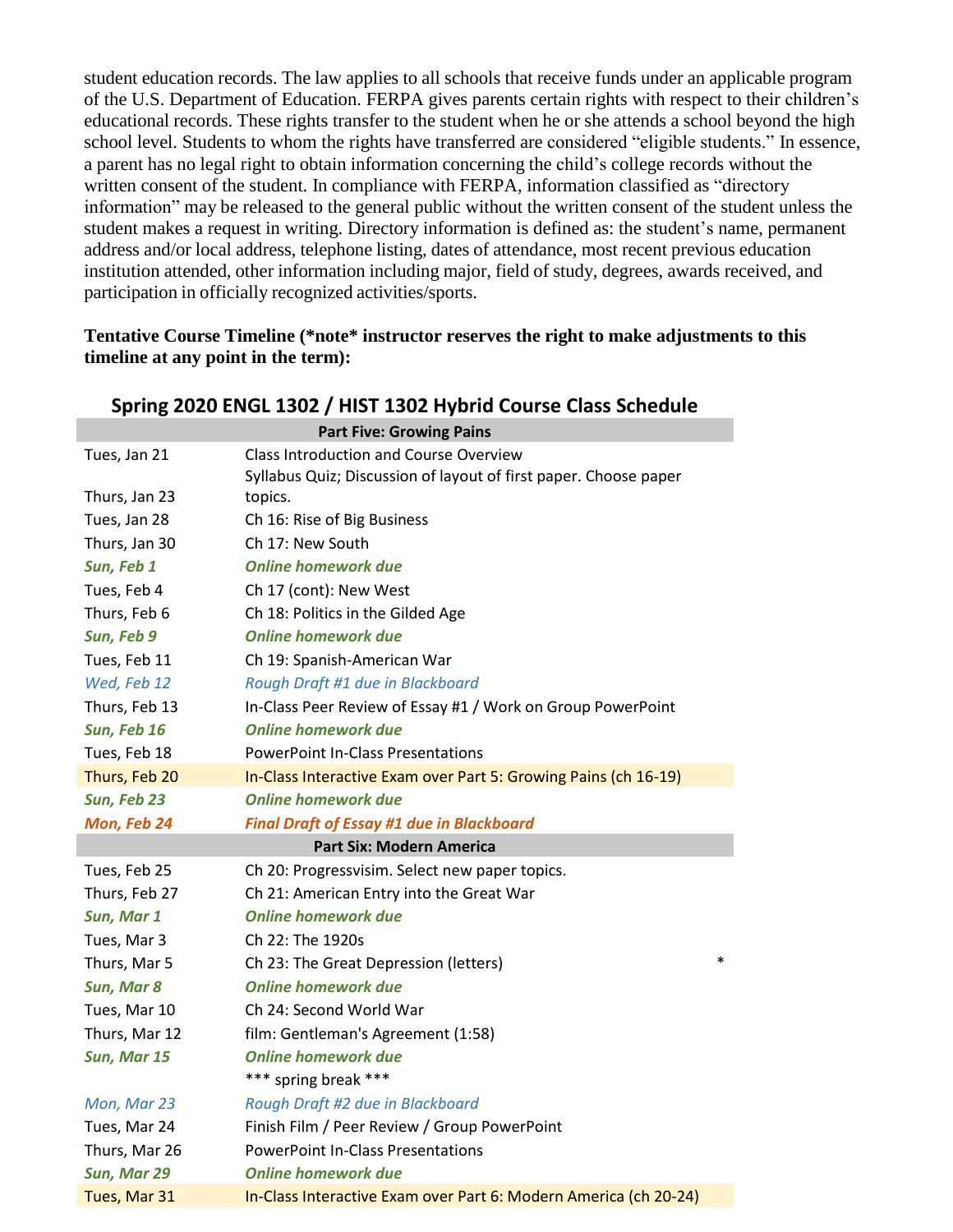student education records. The law applies to all schools that receive funds under an applicable program of the U.S. Department of Education. FERPA gives parents certain rights with respect to their children's educational records. These rights transfer to the student when he or she attends a school beyond the high school level. Students to whom the rights have transferred are considered "eligible students." In essence, a parent has no legal right to obtain information concerning the child's college records without the written consent of the student. In compliance with FERPA, information classified as "directory information" may be released to the general public without the written consent of the student unless the student makes a request in writing. Directory information is defined as: the student's name, permanent address and/or local address, telephone listing, dates of attendance, most recent previous education institution attended, other information including major, field of study, degrees, awards received, and participation in officially recognized activities/sports.

**Tentative Course Timeline (*note* instructor reserves the right to make adjustments to this timeline at any point in the term):**

## Spring 2020 ENGL 1302 / HIST 1302 Hybrid Course Class Schedule

| Date | Activity |
|---|---|
| | **Part Five: Growing Pains** |
| Tues, Jan 21 | Class Introduction and Course Overview |
| Thurs, Jan 23 | Syllabus Quiz; Discussion of layout of first paper. Choose paper topics. |
| Tues, Jan 28 | Ch 16: Rise of Big Business |
| Thurs, Jan 30 | Ch 17: New South |
| ***Sun, Feb 1*** | ***Online homework due*** |
| Tues, Feb 4 | Ch 17 (cont): New West |
| Thurs, Feb 6 | Ch 18: Politics in the Gilded Age |
| ***Sun, Feb 9*** | ***Online homework due*** |
| Tues, Feb 11 | Ch 19: Spanish-American War |
| *Wed, Feb 12* | *Rough Draft #1 due in Blackboard* |
| Thurs, Feb 13 | In-Class Peer Review of Essay #1 / Work on Group PowerPoint |
| ***Sun, Feb 16*** | ***Online homework due*** |
| Tues, Feb 18 | PowerPoint In-Class Presentations |
| Thurs, Feb 20 | In-Class Interactive Exam over Part 5: Growing Pains (ch 16-19) |
| ***Sun, Feb 23*** | ***Online homework due*** |
| ***Mon, Feb 24*** | ***Final Draft of Essay #1 due in Blackboard*** |
| | **Part Six: Modern America** |
| Tues, Feb 25 | Ch 20: Progressvisim. Select new paper topics. |
| Thurs, Feb 27 | Ch 21: American Entry into the Great War |
| ***Sun, Mar 1*** | ***Online homework due*** |
| Tues, Mar 3 | Ch 22: The 1920s |
| Thurs, Mar 5 | Ch 23: The Great Depression (letters) * |
| ***Sun, Mar 8*** | ***Online homework due*** |
| Tues, Mar 10 | Ch 24: Second World War |
| Thurs, Mar 12 | film: Gentleman's Agreement (1:58) |
| ***Sun, Mar 15*** | ***Online homework due*** |
| | *** spring break *** |
| *Mon, Mar 23* | *Rough Draft #2 due in Blackboard* |
| Tues, Mar 24 | Finish Film / Peer Review / Group PowerPoint |
| Thurs, Mar 26 | PowerPoint In-Class Presentations |
| ***Sun, Mar 29*** | ***Online homework due*** |
| Tues, Mar 31 | In-Class Interactive Exam over Part 6: Modern America (ch 20-24) |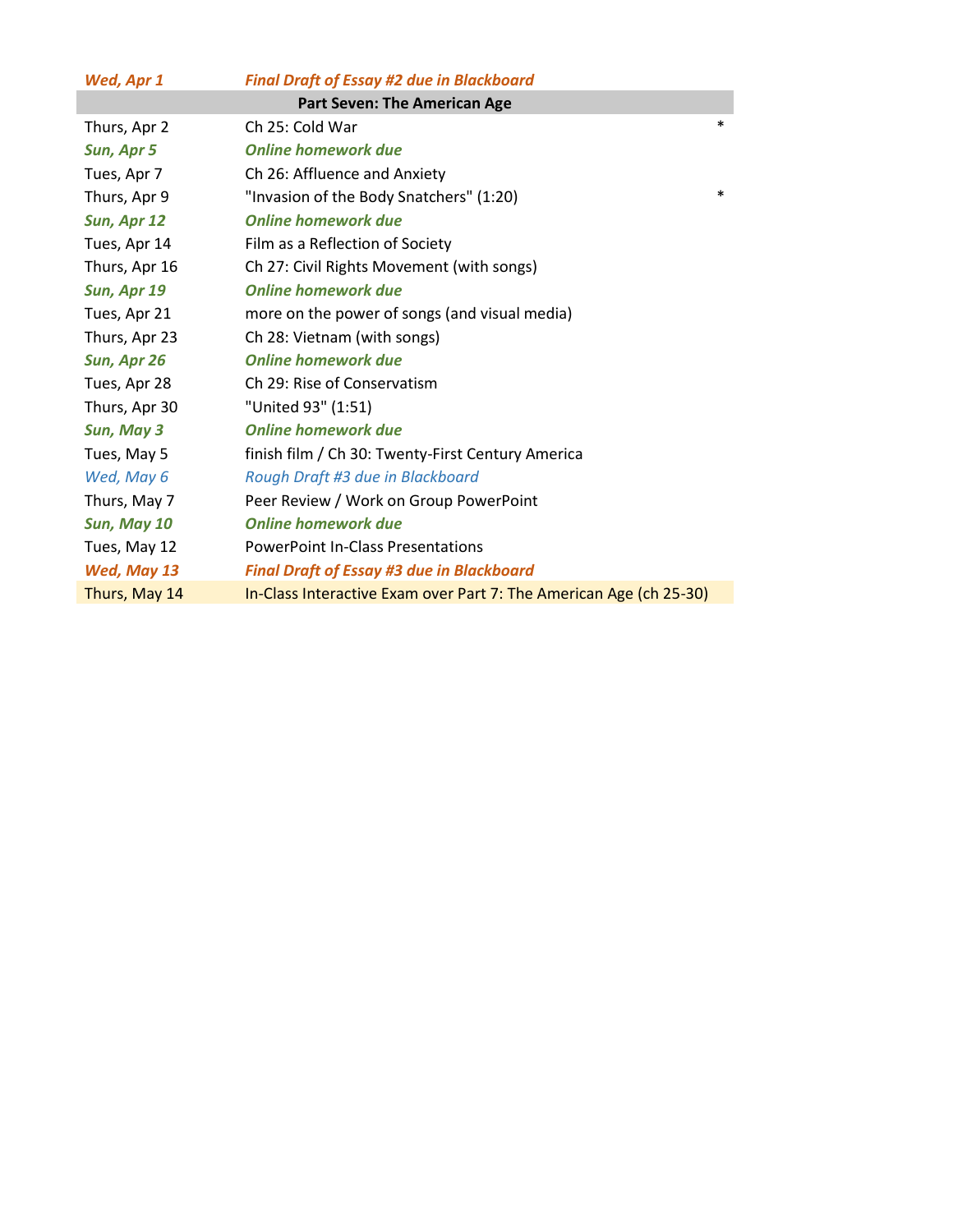| | | |
|---|---|---|
| ***Wed, Apr 1*** | ***Final Draft of Essay #2 due in Blackboard*** | |
| | **Part Seven: The American Age** | |
| Thurs, Apr 2 | Ch 25: Cold War | * |
| ***Sun, Apr 5*** | ***Online homework due*** | |
| Tues, Apr 7 | Ch 26: Affluence and Anxiety | |
| Thurs, Apr 9 | "Invasion of the Body Snatchers" (1:20) | * |
| ***Sun, Apr 12*** | ***Online homework due*** | |
| Tues, Apr 14 | Film as a Reflection of Society | |
| Thurs, Apr 16 | Ch 27: Civil Rights Movement (with songs) | |
| ***Sun, Apr 19*** | ***Online homework due*** | |
| Tues, Apr 21 | more on the power of songs (and visual media) | |
| Thurs, Apr 23 | Ch 28: Vietnam (with songs) | |
| ***Sun, Apr 26*** | ***Online homework due*** | |
| Tues, Apr 28 | Ch 29: Rise of Conservatism | |
| Thurs, Apr 30 | "United 93" (1:51) | |
| ***Sun, May 3*** | ***Online homework due*** | |
| Tues, May 5 | finish film / Ch 30: Twenty-First Century America | |
| *Wed, May 6* | *Rough Draft #3 due in Blackboard* | |
| Thurs, May 7 | Peer Review / Work on Group PowerPoint | |
| ***Sun, May 10*** | ***Online homework due*** | |
| Tues, May 12 | PowerPoint In-Class Presentations | |
| ***Wed, May 13*** | ***Final Draft of Essay #3 due in Blackboard*** | |
| Thurs, May 14 | In-Class Interactive Exam over Part 7: The American Age (ch 25-30) | |